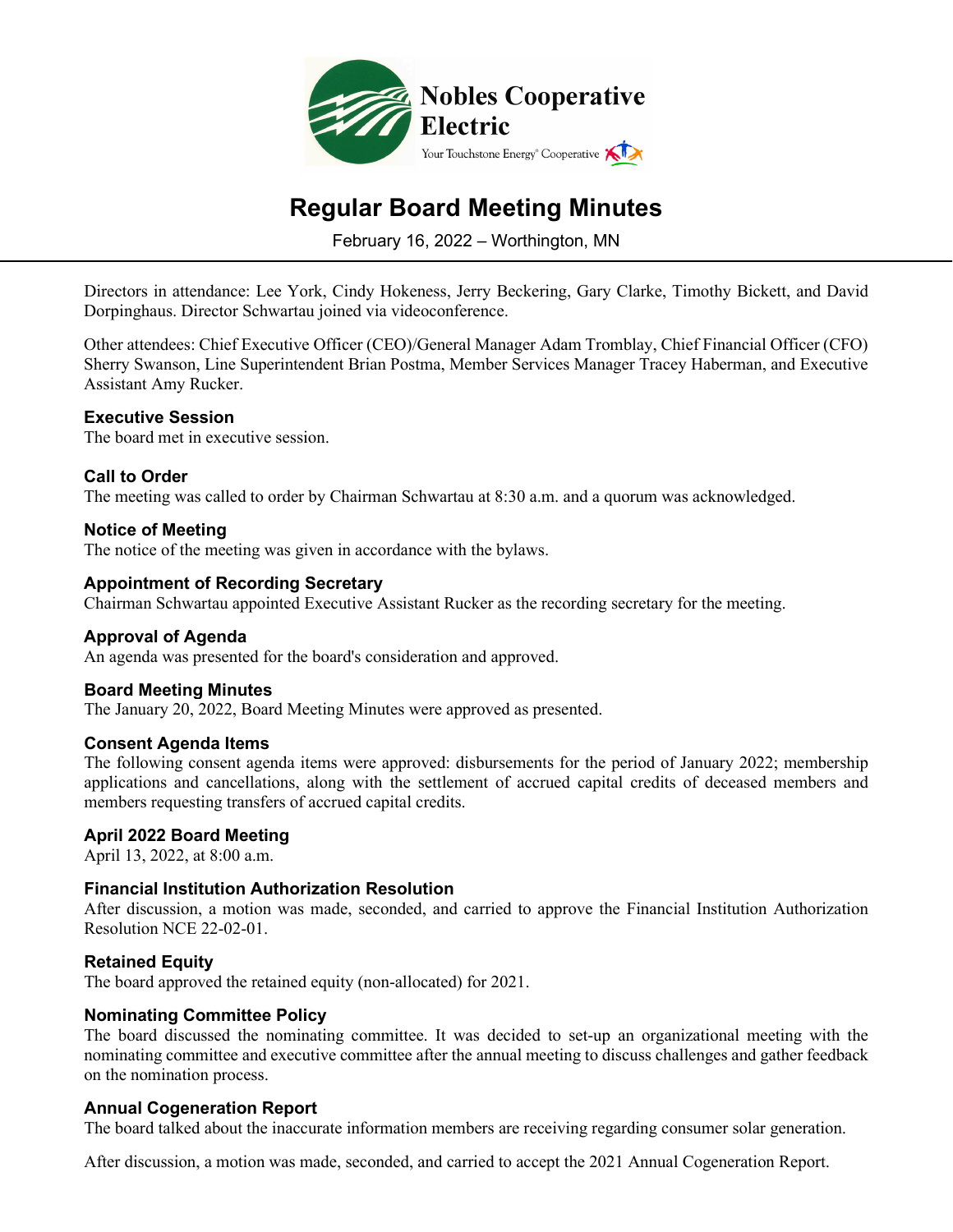Nobles Cooperative Electric

Your Touchstone Energy® Cooperative

# Regular Board Meeting Minutes

February 16, 2022 – Worthington, MN

Directors in attendance: Lee York, Cindy Hokeness, Jerry Beckering, Gary Clarke, Timothy Bickett, and David Dorpinghaus. Director Schwartau joined via videoconference.

Other attendees: Chief Executive Officer (CEO)/General Manager Adam Tromblay, Chief Financial Officer (CFO) Sherry Swanson, Line Superintendent Brian Postma, Member Services Manager Tracey Haberman, and Executive Assistant Amy Rucker.

### Executive Session

The board met in executive session.

### Call to Order

The meeting was called to order by Chairman Schwartau at 8:30 a.m. and a quorum was acknowledged.

### Notice of Meeting

The notice of the meeting was given in accordance with the bylaws.

### Appointment of Recording Secretary

Chairman Schwartau appointed Executive Assistant Rucker as the recording secretary for the meeting.

### Approval of Agenda

An agenda was presented for the board's consideration and approved.

### Board Meeting Minutes

The January 20, 2022, Board Meeting Minutes were approved as presented.

### Consent Agenda Items

The following consent agenda items were approved: disbursements for the period of January 2022; membership applications and cancellations, along with the settlement of accrued capital credits of deceased members and members requesting transfers of accrued capital credits.

### April 2022 Board Meeting

April 13, 2022, at 8:00 a.m.

### Financial Institution Authorization Resolution

After discussion, a motion was made, seconded, and carried to approve the Financial Institution Authorization Resolution NCE 22-02-01.

### Retained Equity

The board approved the retained equity (non-allocated) for 2021.

### Nominating Committee Policy

The board discussed the nominating committee. It was decided to set-up an organizational meeting with the nominating committee and executive committee after the annual meeting to discuss challenges and gather feedback on the nomination process.

### Annual Cogeneration Report

The board talked about the inaccurate information members are receiving regarding consumer solar generation.

After discussion, a motion was made, seconded, and carried to accept the 2021 Annual Cogeneration Report.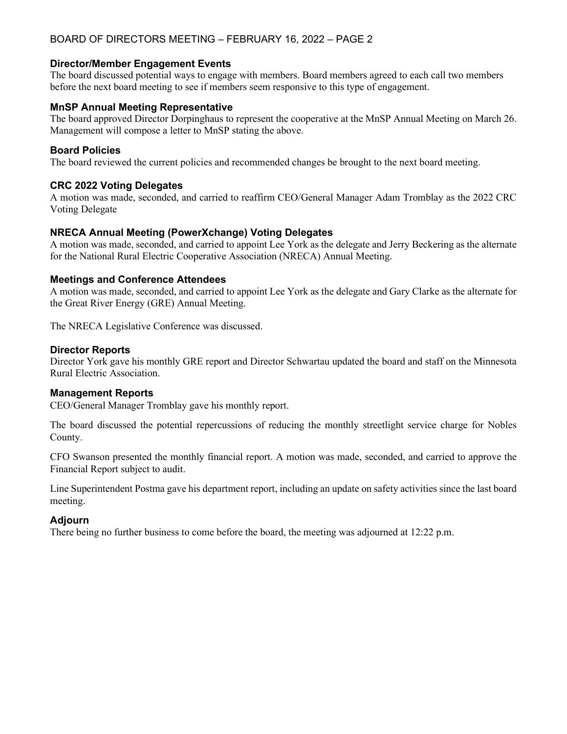### Director/Member Engagement Events

The board discussed potential ways to engage with members. Board members agreed to each call two members before the next board meeting to see if members seem responsive to this type of engagement.

### MnSP Annual Meeting Representative

The board approved Director Dorpinghaus to represent the cooperative at the MnSP Annual Meeting on March 26. Management will compose a letter to MnSP stating the above.

### Board Policies

The board reviewed the current policies and recommended changes be brought to the next board meeting.

### CRC 2022 Voting Delegates

A motion was made, seconded, and carried to reaffirm CEO/General Manager Adam Tromblay as the 2022 CRC Voting Delegate

### NRECA Annual Meeting (PowerXchange) Voting Delegates

A motion was made, seconded, and carried to appoint Lee York as the delegate and Jerry Beckering as the alternate for the National Rural Electric Cooperative Association (NRECA) Annual Meeting.

### Meetings and Conference Attendees

A motion was made, seconded, and carried to appoint Lee York as the delegate and Gary Clarke as the alternate for the Great River Energy (GRE) Annual Meeting.

The NRECA Legislative Conference was discussed.

### Director Reports

Director York gave his monthly GRE report and Director Schwartau updated the board and staff on the Minnesota Rural Electric Association.

### Management Reports

CEO/General Manager Tromblay gave his monthly report.

The board discussed the potential repercussions of reducing the monthly streetlight service charge for Nobles County.

CFO Swanson presented the monthly financial report. A motion was made, seconded, and carried to approve the Financial Report subject to audit.

Line Superintendent Postma gave his department report, including an update on safety activities since the last board meeting.

### Adjourn

There being no further business to come before the board, the meeting was adjourned at 12:22 p.m.